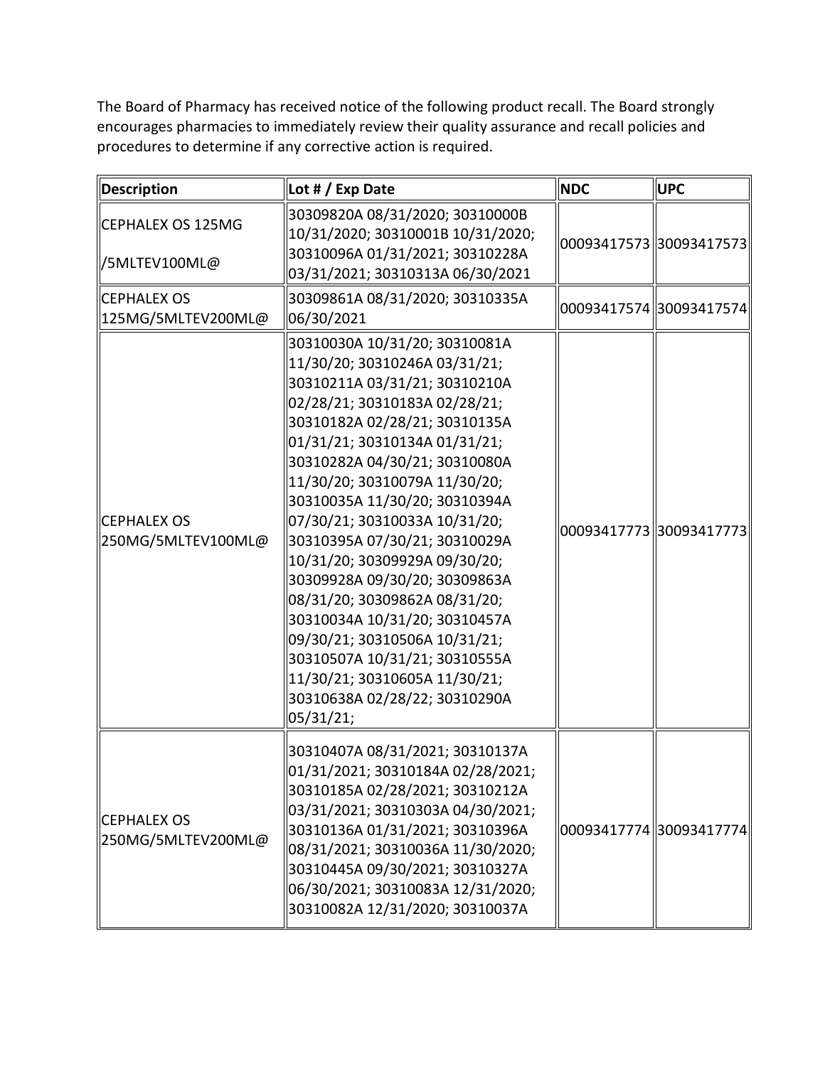The Board of Pharmacy has received notice of the following product recall. The Board strongly encourages pharmacies to immediately review their quality assurance and recall policies and procedures to determine if any corrective action is required.

| Description | Lot # / Exp Date | NDC | UPC |
|---|---|---|---|
| CEPHALEX OS 125MG /5MLTEV100ML@ | 30309820A 08/31/2020; 30310000B 10/31/2020; 30310001B 10/31/2020; 30310096A 01/31/2021; 30310228A 03/31/2021; 30310313A 06/30/2021 | 00093417573 | 30093417573 |
| CEPHALEX OS 125MG/5MLTEV200ML@ | 30309861A 08/31/2020; 30310335A 06/30/2021 | 00093417574 | 30093417574 |
| CEPHALEX OS 250MG/5MLTEV100ML@ | 30310030A 10/31/20; 30310081A 11/30/20; 30310246A 03/31/21; 30310211A 03/31/21; 30310210A 02/28/21; 30310183A 02/28/21; 30310182A 02/28/21; 30310135A 01/31/21; 30310134A 01/31/21; 30310282A 04/30/21; 30310080A 11/30/20; 30310079A 11/30/20; 30310035A 11/30/20; 30310394A 07/30/21; 30310033A 10/31/20; 30310395A 07/30/21; 30310029A 10/31/20; 30309929A 09/30/20; 30309928A 09/30/20; 30309863A 08/31/20; 30309862A 08/31/20; 30310034A 10/31/20; 30310457A 09/30/21; 30310506A 10/31/21; 30310507A 10/31/21; 30310555A 11/30/21; 30310605A 11/30/21; 30310638A 02/28/22; 30310290A 05/31/21; | 00093417773 | 30093417773 |
| CEPHALEX OS 250MG/5MLTEV200ML@ | 30310407A 08/31/2021; 30310137A 01/31/2021; 30310184A 02/28/2021; 30310185A 02/28/2021; 30310212A 03/31/2021; 30310303A 04/30/2021; 30310136A 01/31/2021; 30310396A 08/31/2021; 30310036A 11/30/2020; 30310445A 09/30/2021; 30310327A 06/30/2021; 30310083A 12/31/2020; 30310082A 12/31/2020; 30310037A | 00093417774 | 30093417774 |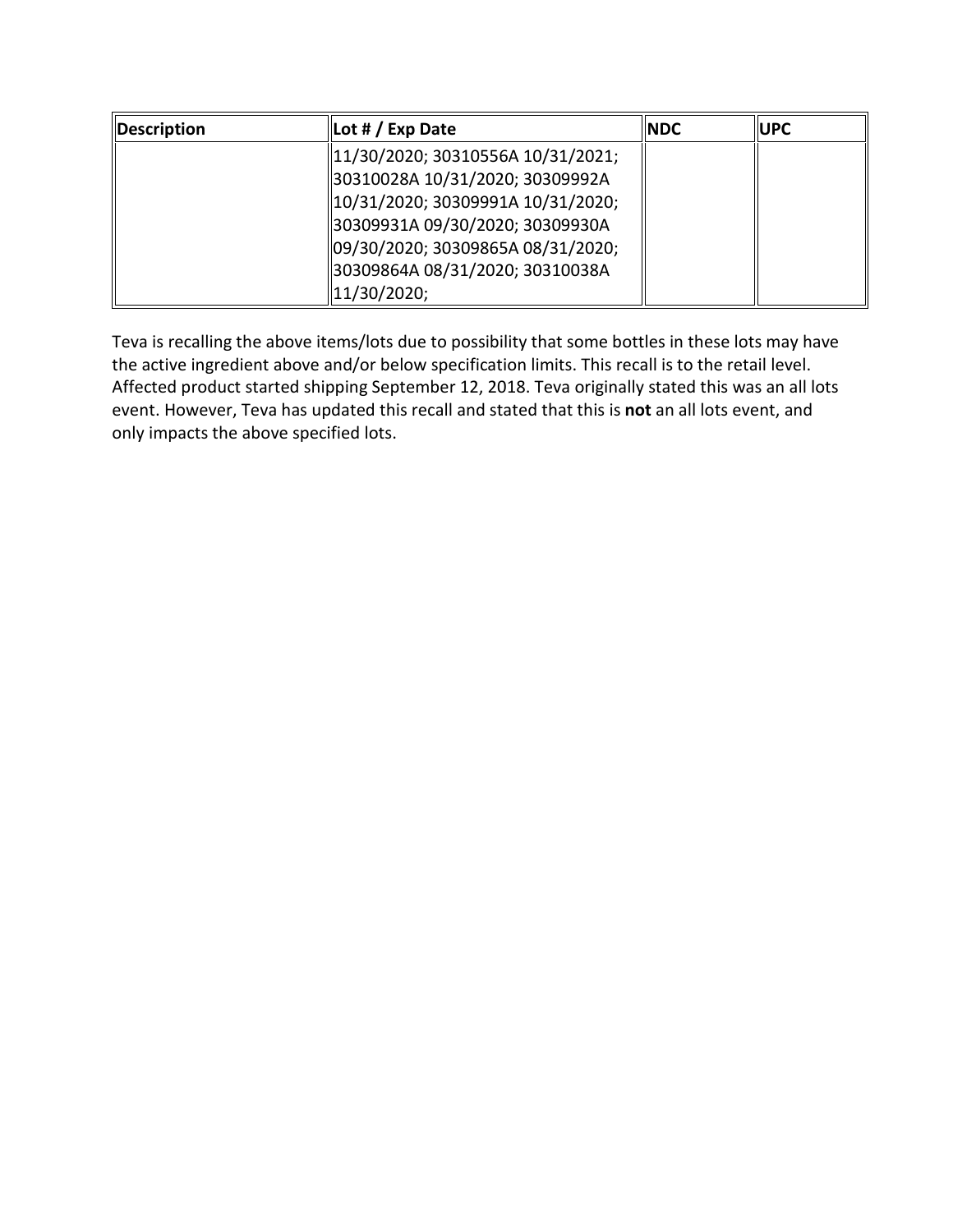| Description | Lot # / Exp Date | NDC | UPC |
| --- | --- | --- | --- |
| | 11/30/2020; 30310556A 10/31/2021; 30310028A 10/31/2020; 30309992A 10/31/2020; 30309991A 10/31/2020; 30309931A 09/30/2020; 30309930A 09/30/2020; 30309865A 08/31/2020; 30309864A 08/31/2020; 30310038A 11/30/2020; | | |

Teva is recalling the above items/lots due to possibility that some bottles in these lots may have the active ingredient above and/or below specification limits. This recall is to the retail level. Affected product started shipping September 12, 2018. Teva originally stated this was an all lots event. However, Teva has updated this recall and stated that this is **not** an all lots event, and only impacts the above specified lots.